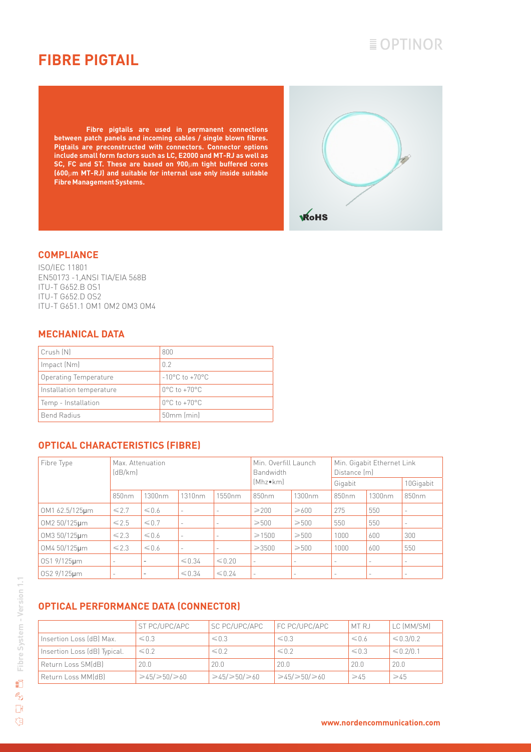# FIBRE PIGTAIL

**Fibre pigtails are used in permanent connections between patch panels and incoming cables / single blown fibres. Pigtails are preconstructed with connectors. Connector options include small form factors such as LC, E2000 and MT-RJ as well as SC, FC and ST. These are based on 900μm tight buffered cores (600μm MT-RJ) and suitable for internal use only inside suitable Fibre Management Systems.**

RoHS

## COMPLIANCE

ISO/IEC 11801
EN50173 -1,ANSI TIA/EIA 568B
ITU-T G652.B OS1
ITU-T G652.D OS2
ITU-T G651.1 OM1 OM2 OM3 OM4

## MECHANICAL DATA

| | |
|---|---|
| Crush (N) | 800 |
| Impact (Nm) | 0.2 |
| Operating Temperature | -10°C to +70°C |
| Installation temperature | 0°C to +70°C |
| Temp - Installation | 0°C to +70°C |
| Bend Radius | 50mm (min) |

## OPTICAL CHARACTERISTICS (FIBRE)

| Fibre Type | Max. Attenuation (dB/km) | | | | Min. Overfill Launch Bandwidth (Mhz•km) | | Min. Gigabit Ethernet Link Distance (m) | | |
|---|---|---|---|---|---|---|---|---|---|
| | | | | | | | Gigabit | | 10Gigabit |
| | 850nm | 1300nm | 1310nm | 1550nm | 850nm | 1300nm | 850nm | 1300nm | 850nm |
| OM1 62.5/125μm | ≤2.7 | ≤0.6 | - | - | ≥200 | ≥600 | 275 | 550 | - |
| OM2 50/125μm | ≤2.5 | ≤0.7 | - | - | ≥500 | ≥500 | 550 | 550 | - |
| OM3 50/125μm | ≤2.3 | ≤0.6 | - | - | ≥1500 | ≥500 | 1000 | 600 | 300 |
| OM4 50/125μm | ≤2.3 | ≤0.6 | - | - | ≥3500 | ≥500 | 1000 | 600 | 550 |
| OS1 9/125μm | - | - | ≤0.34 | ≤0.20 | - | - | - | - | - |
| OS2 9/125μm | - | - | ≤0.34 | ≤0.24 | - | - | - | - | - |

## OPTICAL PERFORMANCE DATA (CONNECTOR)

| | ST PC/UPC/APC | SC PC/UPC/APC | FC PC/UPC/APC | MT RJ | LC (MM/SM) |
|---|---|---|---|---|---|
| Insertion Loss (dB) Max. | ≤0.3 | ≤0.3 | ≤0.3 | ≤0.6 | ≤0.3/0.2 |
| Insertion Loss (dB) Typical. | ≤0.2 | ≤0.2 | ≤0.2 | ≤0.3 | ≤0.2/0.1 |
| Return Loss SM(dB) | 20.0 | 20.0 | 20.0 | 20.0 | 20.0 |
| Return Loss MM(dB) | ≥45/≥50/≥60 | ≥45/≥50/≥60 | ≥45/≥50/≥60 | ≥45 | ≥45 |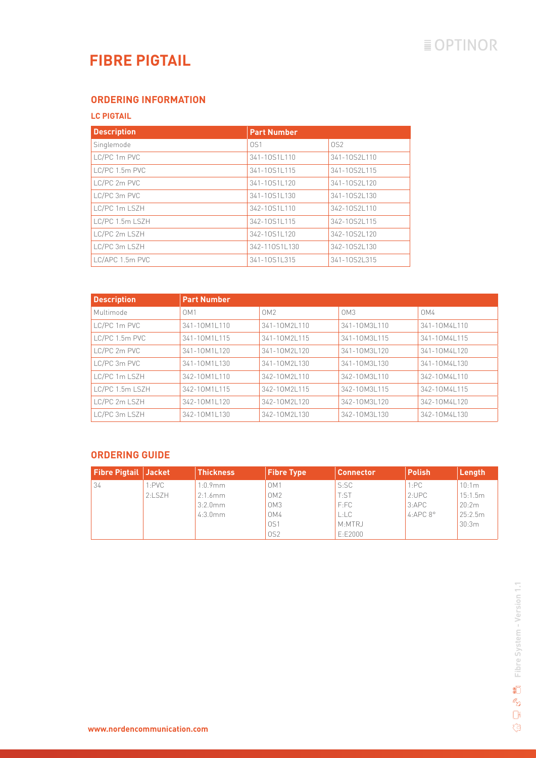# FIBRE PIGTAIL

## ORDERING INFORMATION

### LC PIGTAIL

| Description | Part Number | |
|---|---|---|
| Singlemode | OS1 | OS2 |
| LC/PC 1m PVC | 341-10S1L110 | 341-10S2L110 |
| LC/PC 1.5m PVC | 341-10S1L115 | 341-10S2L115 |
| LC/PC 2m PVC | 341-10S1L120 | 341-10S2L120 |
| LC/PC 3m PVC | 341-10S1L130 | 341-10S2L130 |
| LC/PC 1m LSZH | 342-10S1L110 | 342-10S2L110 |
| LC/PC 1.5m LSZH | 342-10S1L115 | 342-10S2L115 |
| LC/PC 2m LSZH | 342-10S1L120 | 342-10S2L120 |
| LC/PC 3m LSZH | 342-110S1L130 | 342-10S2L130 |
| LC/APC 1.5m PVC | 341-10S1L315 | 341-10S2L315 |

| Description | Part Number | | | |
|---|---|---|---|---|
| Multimode | OM1 | OM2 | OM3 | OM4 |
| LC/PC 1m PVC | 341-10M1L110 | 341-10M2L110 | 341-10M3L110 | 341-10M4L110 |
| LC/PC 1.5m PVC | 341-10M1L115 | 341-10M2L115 | 341-10M3L115 | 341-10M4L115 |
| LC/PC 2m PVC | 341-10M1L120 | 341-10M2L120 | 341-10M3L120 | 341-10M4L120 |
| LC/PC 3m PVC | 341-10M1L130 | 341-10M2L130 | 341-10M3L130 | 341-10M4L130 |
| LC/PC 1m LSZH | 342-10M1L110 | 342-10M2L110 | 342-10M3L110 | 342-10M4L110 |
| LC/PC 1.5m LSZH | 342-10M1L115 | 342-10M2L115 | 342-10M3L115 | 342-10M4L115 |
| LC/PC 2m LSZH | 342-10M1L120 | 342-10M2L120 | 342-10M3L120 | 342-10M4L120 |
| LC/PC 3m LSZH | 342-10M1L130 | 342-10M2L130 | 342-10M3L130 | 342-10M4L130 |

## ORDERING GUIDE

| Fibre Pigtail | Jacket | Thickness | Fibre Type | Connector | Polish | Length |
|---|---|---|---|---|---|---|
| 34 | 1:PVC<br>2:LSZH | 1:0.9mm<br>2:1.6mm<br>3:2.0mm<br>4:3.0mm | OM1<br>OM2<br>OM3<br>OM4<br>OS1<br>OS2 | S:SC<br>T:ST<br>F:FC<br>L:LC<br>M:MTRJ<br>E:E2000 | 1:PC<br>2:UPC<br>3:APC<br>4:APC 8° | 10:1m<br>15:1.5m<br>20:2m<br>25:2.5m<br>30:3m |